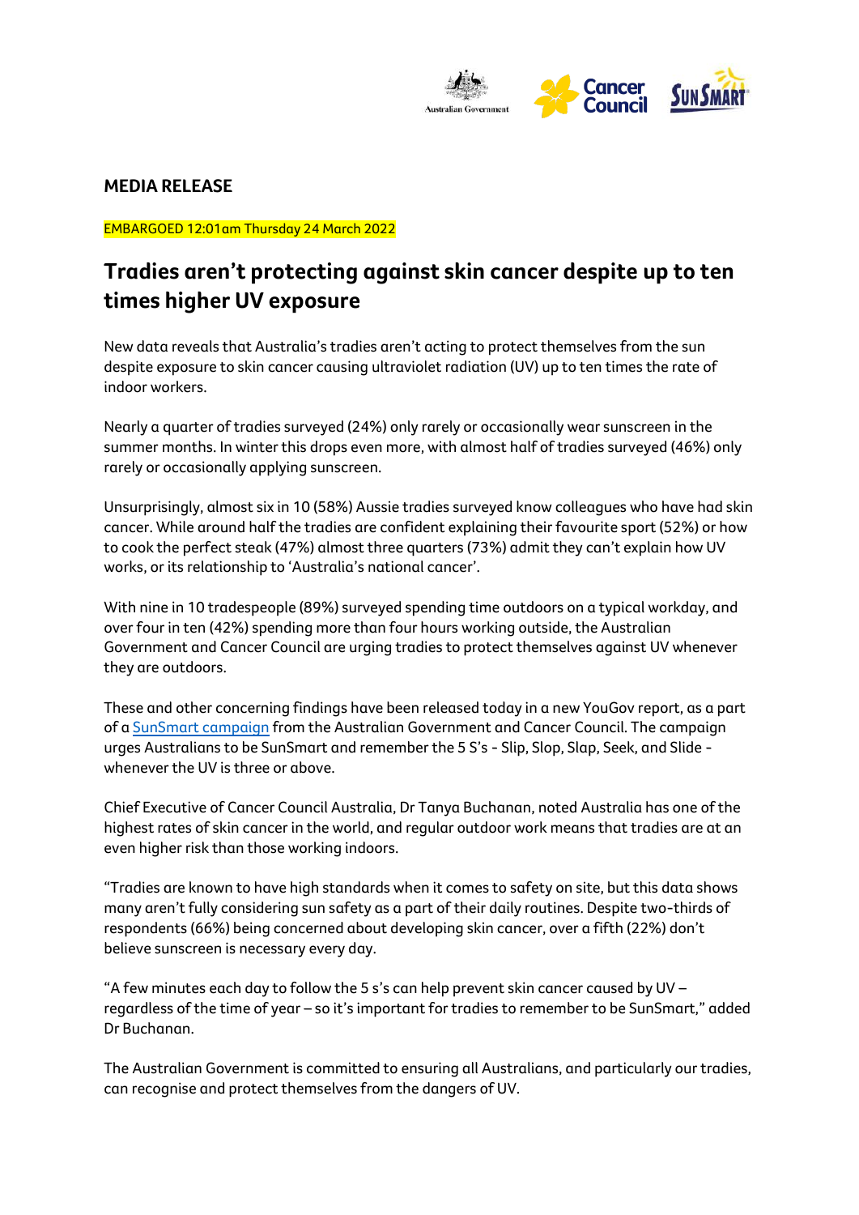**MEDIA RELEASE**

EMBARGOED 12:01am Thursday 24 March 2022

## Tradies aren't protecting against skin cancer despite up to ten times higher UV exposure

New data reveals that Australia's tradies aren't acting to protect themselves from the sun despite exposure to skin cancer causing ultraviolet radiation (UV) up to ten times the rate of indoor workers.

Nearly a quarter of tradies surveyed (24%) only rarely or occasionally wear sunscreen in the summer months. In winter this drops even more, with almost half of tradies surveyed (46%) only rarely or occasionally applying sunscreen.

Unsurprisingly, almost six in 10 (58%) Aussie tradies surveyed know colleagues who have had skin cancer. While around half the tradies are confident explaining their favourite sport (52%) or how to cook the perfect steak (47%) almost three quarters (73%) admit they can't explain how UV works, or its relationship to 'Australia's national cancer'.

With nine in 10 tradespeople (89%) surveyed spending time outdoors on a typical workday, and over four in ten (42%) spending more than four hours working outside, the Australian Government and Cancer Council are urging tradies to protect themselves against UV whenever they are outdoors.

These and other concerning findings have been released today in a new YouGov report, as a part of a SunSmart campaign from the Australian Government and Cancer Council. The campaign urges Australians to be SunSmart and remember the 5 S's - Slip, Slop, Slap, Seek, and Slide - whenever the UV is three or above.

Chief Executive of Cancer Council Australia, Dr Tanya Buchanan, noted Australia has one of the highest rates of skin cancer in the world, and regular outdoor work means that tradies are at an even higher risk than those working indoors.

"Tradies are known to have high standards when it comes to safety on site, but this data shows many aren't fully considering sun safety as a part of their daily routines. Despite two-thirds of respondents (66%) being concerned about developing skin cancer, over a fifth (22%) don't believe sunscreen is necessary every day.

"A few minutes each day to follow the 5 s's can help prevent skin cancer caused by UV – regardless of the time of year – so it's important for tradies to remember to be SunSmart," added Dr Buchanan.

The Australian Government is committed to ensuring all Australians, and particularly our tradies, can recognise and protect themselves from the dangers of UV.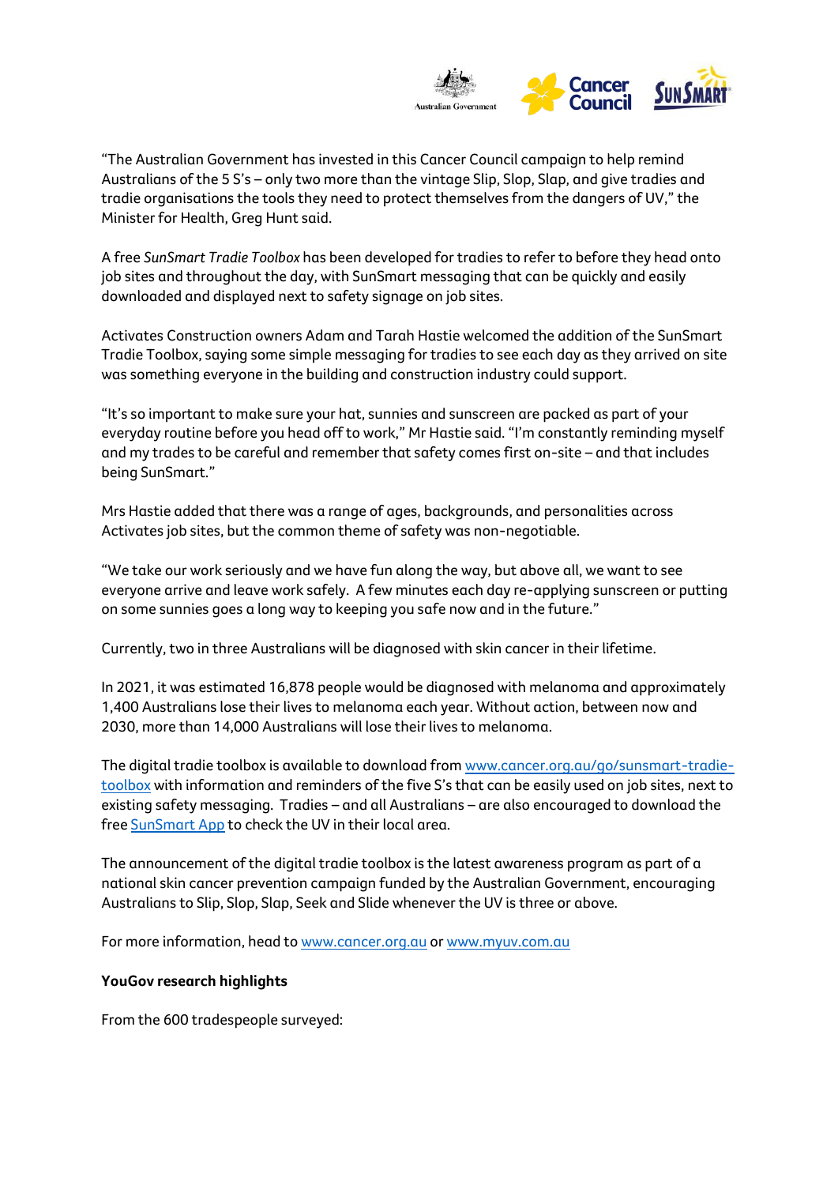"The Australian Government has invested in this Cancer Council campaign to help remind Australians of the 5 S's – only two more than the vintage Slip, Slop, Slap, and give tradies and tradie organisations the tools they need to protect themselves from the dangers of UV," the Minister for Health, Greg Hunt said.

A free *SunSmart Tradie Toolbox* has been developed for tradies to refer to before they head onto job sites and throughout the day, with SunSmart messaging that can be quickly and easily downloaded and displayed next to safety signage on job sites.

Activates Construction owners Adam and Tarah Hastie welcomed the addition of the SunSmart Tradie Toolbox, saying some simple messaging for tradies to see each day as they arrived on site was something everyone in the building and construction industry could support.

"It's so important to make sure your hat, sunnies and sunscreen are packed as part of your everyday routine before you head off to work," Mr Hastie said. "I'm constantly reminding myself and my trades to be careful and remember that safety comes first on-site – and that includes being SunSmart."

Mrs Hastie added that there was a range of ages, backgrounds, and personalities across Activates job sites, but the common theme of safety was non-negotiable.

"We take our work seriously and we have fun along the way, but above all, we want to see everyone arrive and leave work safely. A few minutes each day re-applying sunscreen or putting on some sunnies goes a long way to keeping you safe now and in the future."

Currently, two in three Australians will be diagnosed with skin cancer in their lifetime.

In 2021, it was estimated 16,878 people would be diagnosed with melanoma and approximately 1,400 Australians lose their lives to melanoma each year. Without action, between now and 2030, more than 14,000 Australians will lose their lives to melanoma.

The digital tradie toolbox is available to download from [www.cancer.org.au/go/sunsmart-tradie-toolbox](www.cancer.org.au/go/sunsmart-tradie-toolbox) with information and reminders of the five S's that can be easily used on job sites, next to existing safety messaging. Tradies – and all Australians – are also encouraged to download the free SunSmart App to check the UV in their local area.

The announcement of the digital tradie toolbox is the latest awareness program as part of a national skin cancer prevention campaign funded by the Australian Government, encouraging Australians to Slip, Slop, Slap, Seek and Slide whenever the UV is three or above.

For more information, head to [www.cancer.org.au](www.cancer.org.au) or [www.myuv.com.au](www.myuv.com.au)

**YouGov research highlights**

From the 600 tradespeople surveyed: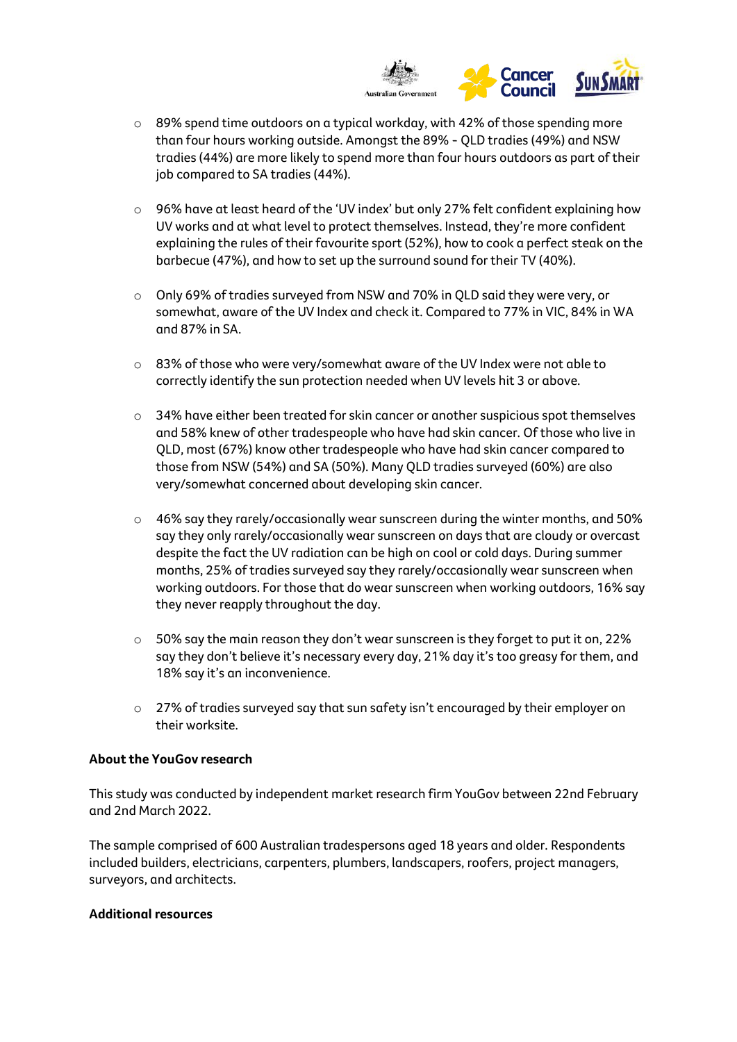- 89% spend time outdoors on a typical workday, with 42% of those spending more than four hours working outside. Amongst the 89% - QLD tradies (49%) and NSW tradies (44%) are more likely to spend more than four hours outdoors as part of their job compared to SA tradies (44%).

- 96% have at least heard of the 'UV index' but only 27% felt confident explaining how UV works and at what level to protect themselves. Instead, they're more confident explaining the rules of their favourite sport (52%), how to cook a perfect steak on the barbecue (47%), and how to set up the surround sound for their TV (40%).

- Only 69% of tradies surveyed from NSW and 70% in QLD said they were very, or somewhat, aware of the UV Index and check it. Compared to 77% in VIC, 84% in WA and 87% in SA.

- 83% of those who were very/somewhat aware of the UV Index were not able to correctly identify the sun protection needed when UV levels hit 3 or above.

- 34% have either been treated for skin cancer or another suspicious spot themselves and 58% knew of other tradespeople who have had skin cancer. Of those who live in QLD, most (67%) know other tradespeople who have had skin cancer compared to those from NSW (54%) and SA (50%). Many QLD tradies surveyed (60%) are also very/somewhat concerned about developing skin cancer.

- 46% say they rarely/occasionally wear sunscreen during the winter months, and 50% say they only rarely/occasionally wear sunscreen on days that are cloudy or overcast despite the fact the UV radiation can be high on cool or cold days. During summer months, 25% of tradies surveyed say they rarely/occasionally wear sunscreen when working outdoors. For those that do wear sunscreen when working outdoors, 16% say they never reapply throughout the day.

- 50% say the main reason they don't wear sunscreen is they forget to put it on, 22% say they don't believe it's necessary every day, 21% day it's too greasy for them, and 18% say it's an inconvenience.

- 27% of tradies surveyed say that sun safety isn't encouraged by their employer on their worksite.

**About the YouGov research**

This study was conducted by independent market research firm YouGov between 22nd February and 2nd March 2022.

The sample comprised of 600 Australian tradespersons aged 18 years and older. Respondents included builders, electricians, carpenters, plumbers, landscapers, roofers, project managers, surveyors, and architects.

**Additional resources**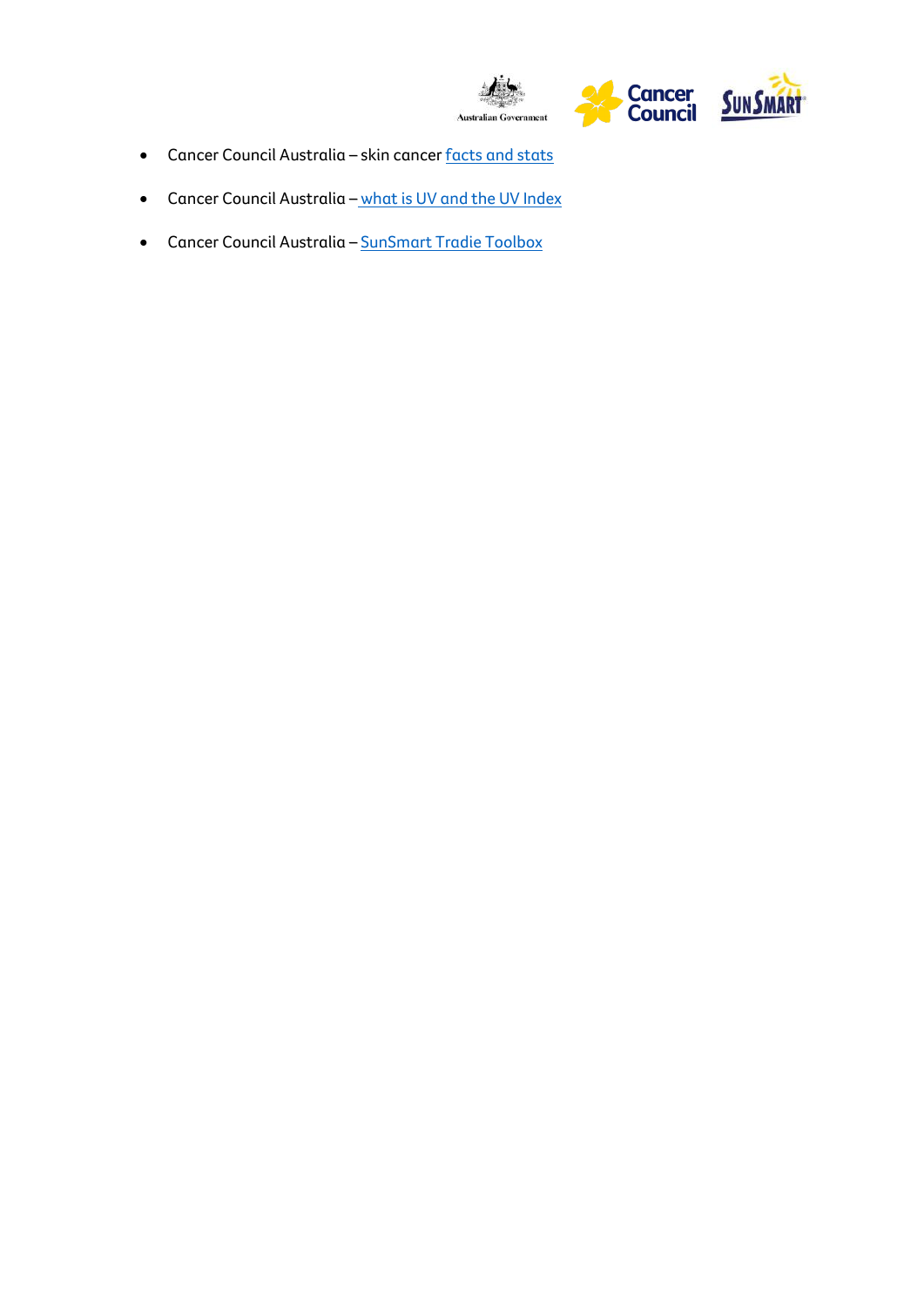- Cancer Council Australia – skin cancer facts and stats
- Cancer Council Australia – what is UV and the UV Index
- Cancer Council Australia – SunSmart Tradie Toolbox